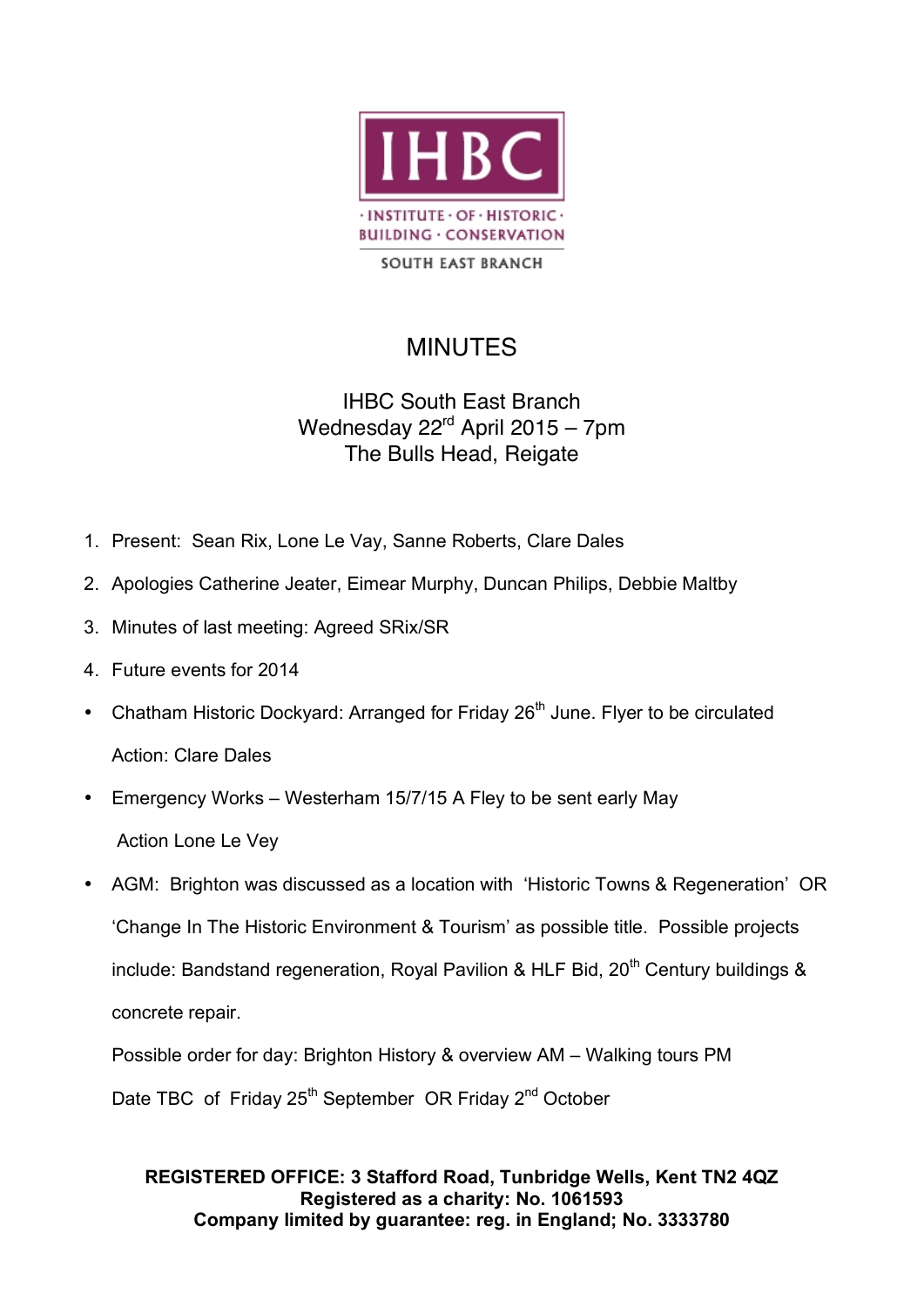IHBC

· INSTITUTE · OF · HISTORIC ·
BUILDING · CONSERVATION

SOUTH EAST BRANCH

# MINUTES

IHBC South East Branch
Wednesday 22rd April 2015 – 7pm
The Bulls Head, Reigate

1. Present: Sean Rix, Lone Le Vay, Sanne Roberts, Clare Dales
2. Apologies Catherine Jeater, Eimear Murphy, Duncan Philips, Debbie Maltby
3. Minutes of last meeting: Agreed SRix/SR
4. Future events for 2014

- Chatham Historic Dockyard: Arranged for Friday 26th June. Flyer to be circulated

  Action: Clare Dales

- Emergency Works – Westerham 15/7/15 A Fley to be sent early May

  Action Lone Le Vey

- AGM: Brighton was discussed as a location with 'Historic Towns & Regeneration' OR 'Change In The Historic Environment & Tourism' as possible title. Possible projects include: Bandstand regeneration, Royal Pavilion & HLF Bid, 20th Century buildings & concrete repair.

  Possible order for day: Brighton History & overview AM – Walking tours PM

  Date TBC of Friday 25th September OR Friday 2nd October

**REGISTERED OFFICE: 3 Stafford Road, Tunbridge Wells, Kent TN2 4QZ**
**Registered as a charity: No. 1061593**
**Company limited by guarantee: reg. in England; No. 3333780**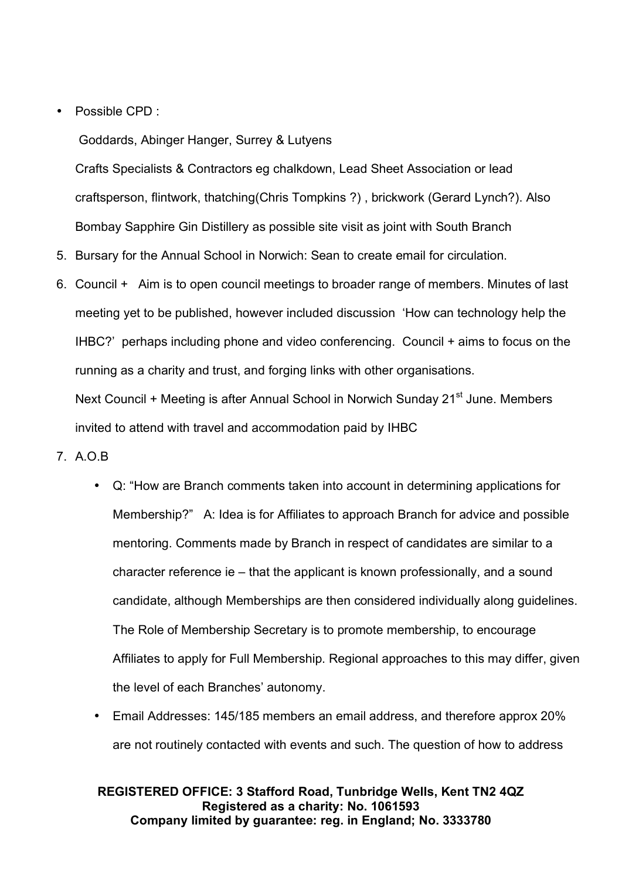- Possible CPD :

  Goddards, Abinger Hanger, Surrey & Lutyens

  Crafts Specialists & Contractors eg chalkdown, Lead Sheet Association or lead craftsperson, flintwork, thatching(Chris Tompkins ?) , brickwork (Gerard Lynch?). Also Bombay Sapphire Gin Distillery as possible site visit as joint with South Branch

5. Bursary for the Annual School in Norwich: Sean to create email for circulation.
6. Council + Aim is to open council meetings to broader range of members. Minutes of last meeting yet to be published, however included discussion 'How can technology help the IHBC?' perhaps including phone and video conferencing. Council + aims to focus on the running as a charity and trust, and forging links with other organisations.

   Next Council + Meeting is after Annual School in Norwich Sunday 21st June. Members invited to attend with travel and accommodation paid by IHBC
7. A.O.B
   - Q: "How are Branch comments taken into account in determining applications for Membership?" A: Idea is for Affiliates to approach Branch for advice and possible mentoring. Comments made by Branch in respect of candidates are similar to a character reference ie – that the applicant is known professionally, and a sound candidate, although Memberships are then considered individually along guidelines. The Role of Membership Secretary is to promote membership, to encourage Affiliates to apply for Full Membership. Regional approaches to this may differ, given the level of each Branches' autonomy.
   - Email Addresses: 145/185 members an email address, and therefore approx 20% are not routinely contacted with events and such. The question of how to address

**REGISTERED OFFICE: 3 Stafford Road, Tunbridge Wells, Kent TN2 4QZ**
**Registered as a charity: No. 1061593**
**Company limited by guarantee: reg. in England; No. 3333780**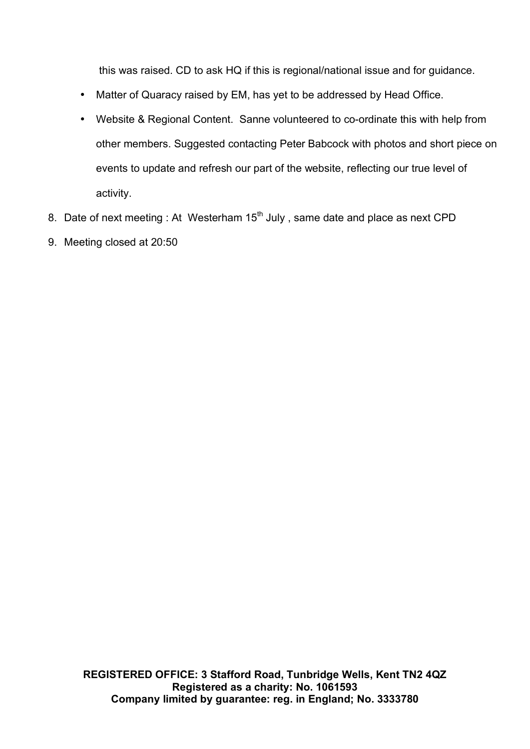this was raised. CD to ask HQ if this is regional/national issue and for guidance.

- Matter of Quaracy raised by EM, has yet to be addressed by Head Office.
- Website & Regional Content. Sanne volunteered to co-ordinate this with help from other members. Suggested contacting Peter Babcock with photos and short piece on events to update and refresh our part of the website, reflecting our true level of activity.

8. Date of next meeting : At Westerham 15th July , same date and place as next CPD
9. Meeting closed at 20:50

**REGISTERED OFFICE: 3 Stafford Road, Tunbridge Wells, Kent TN2 4QZ**
**Registered as a charity: No. 1061593**
**Company limited by guarantee: reg. in England; No. 3333780**